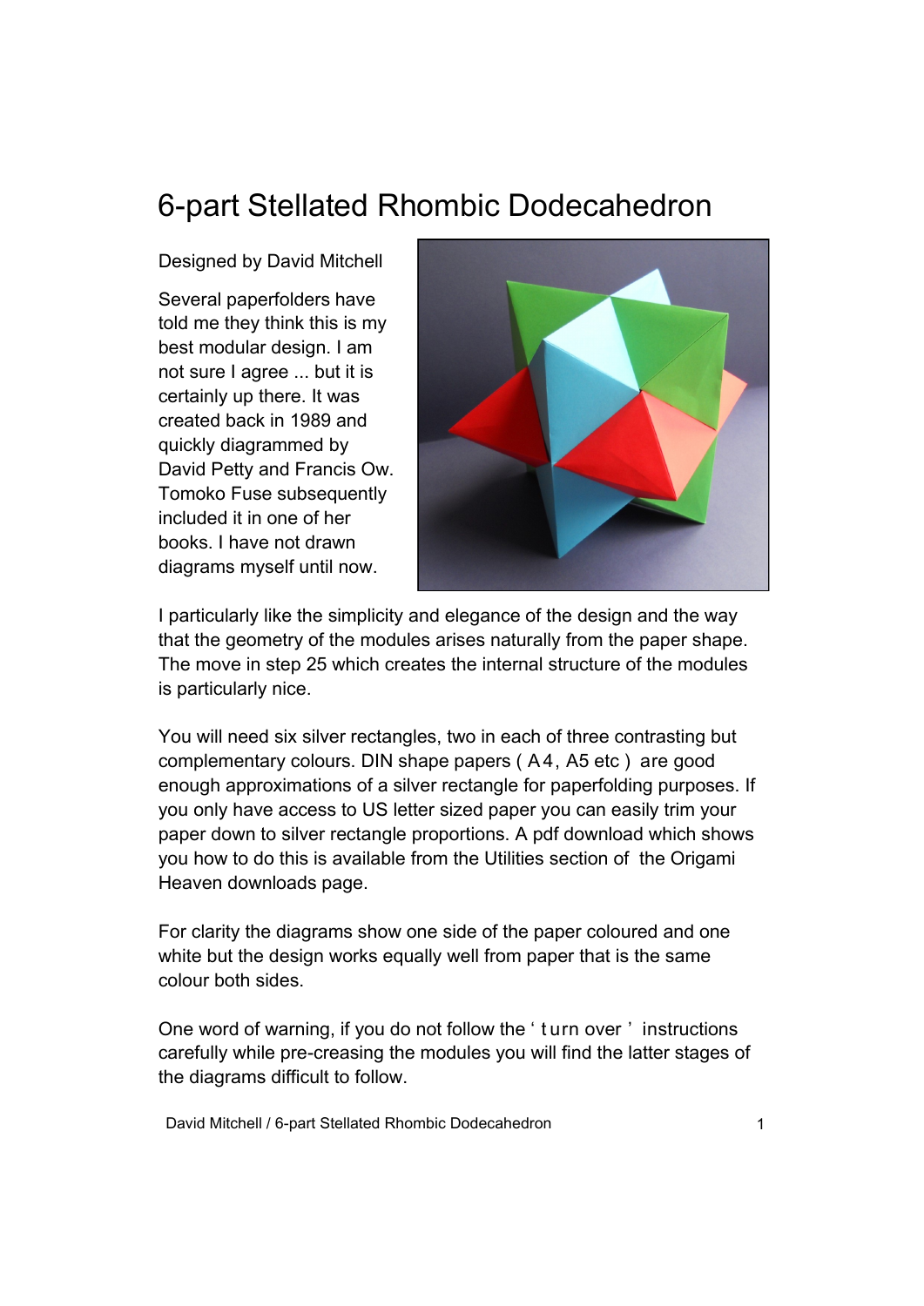# 6-part Stellated Rhombic Dodecahedron

Designed by David Mitchell

Several paperfolders have told me they think this is my best modular design. I am not sure I agree ... but it is certainly up there. It was created back in 1989 and quickly diagrammed by David Petty and Francis Ow. Tomoko Fuse subsequently included it in one of her books. I have not drawn diagrams myself until now.

I particularly like the simplicity and elegance of the design and the way that the geometry of the modules arises naturally from the paper shape. The move in step 25 which creates the internal structure of the modules is particularly nice.

You will need six silver rectangles, two in each of three contrasting but complementary colours. DIN shape papers ( A4, A5 etc ) are good enough approximations of a silver rectangle for paperfolding purposes. If you only have access to US letter sized paper you can easily trim your paper down to silver rectangle proportions. A pdf download which shows you how to do this is available from the Utilities section of the Origami Heaven downloads page.

For clarity the diagrams show one side of the paper coloured and one white but the design works equally well from paper that is the same colour both sides.

One word of warning, if you do not follow the ' turn over ' instructions carefully while pre-creasing the modules you will find the latter stages of the diagrams difficult to follow.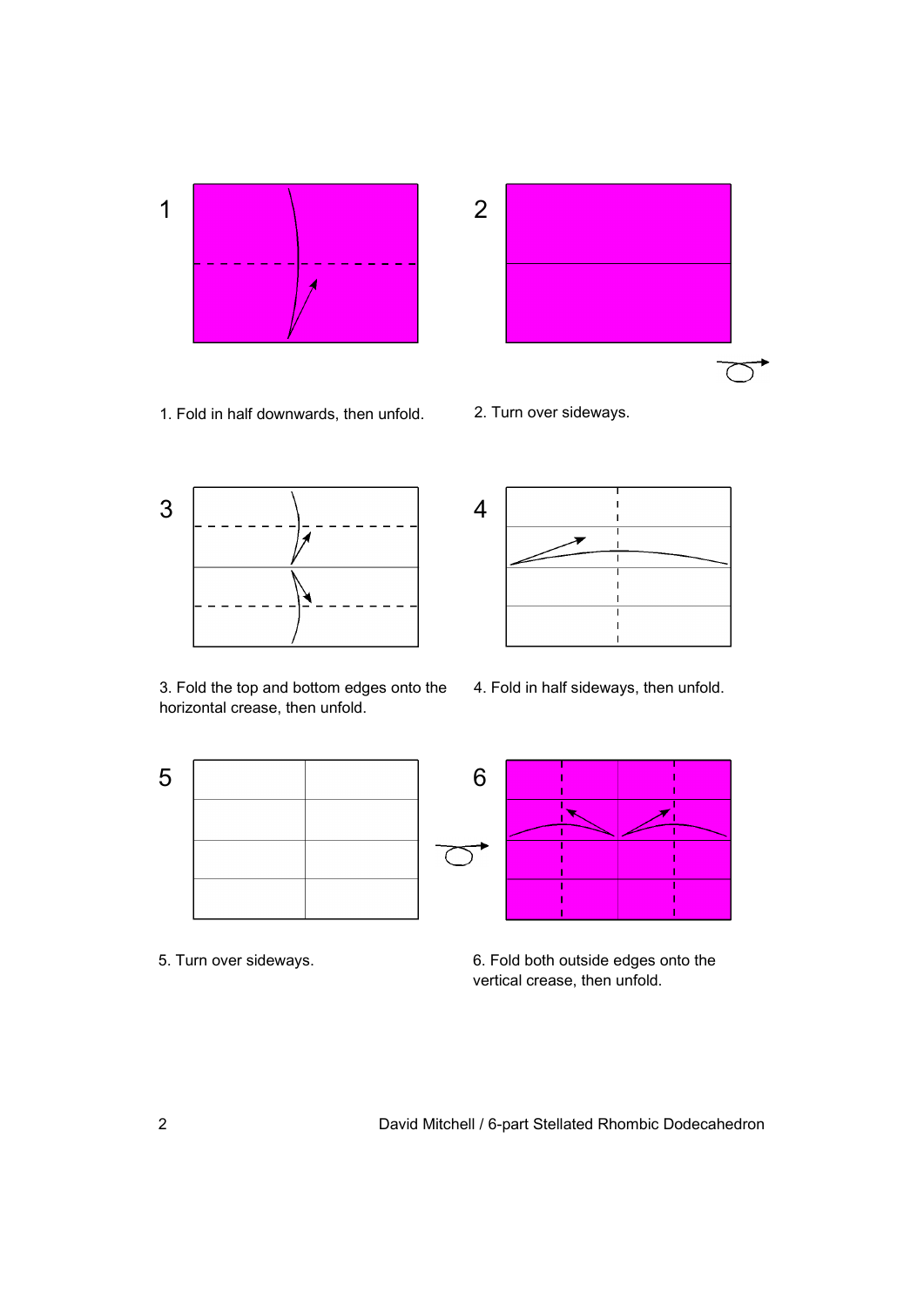1. Fold in half downwards, then unfold.

2. Turn over sideways.

3. Fold the top and bottom edges onto the horizontal crease, then unfold.

4. Fold in half sideways, then unfold.

5. Turn over sideways.

6. Fold both outside edges onto the vertical crease, then unfold.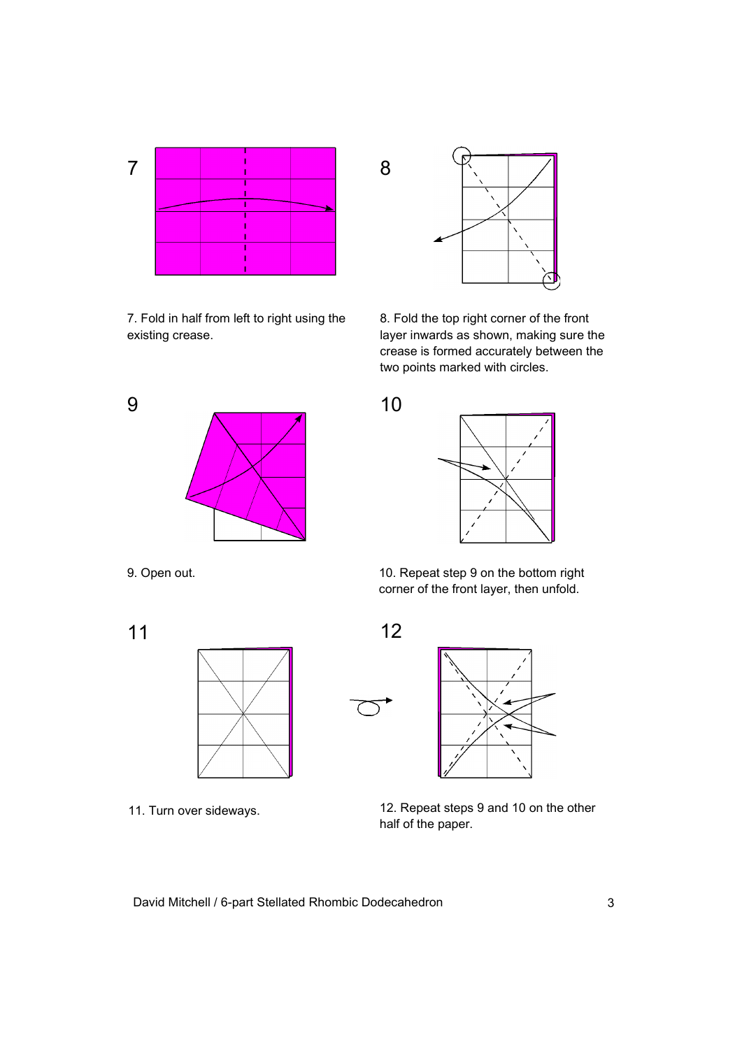7. Fold in half from left to right using the existing crease.

8. Fold the top right corner of the front layer inwards as shown, making sure the crease is formed accurately between the two points marked with circles.

9. Open out.

10. Repeat step 9 on the bottom right corner of the front layer, then unfold.

11. Turn over sideways.

12. Repeat steps 9 and 10 on the other half of the paper.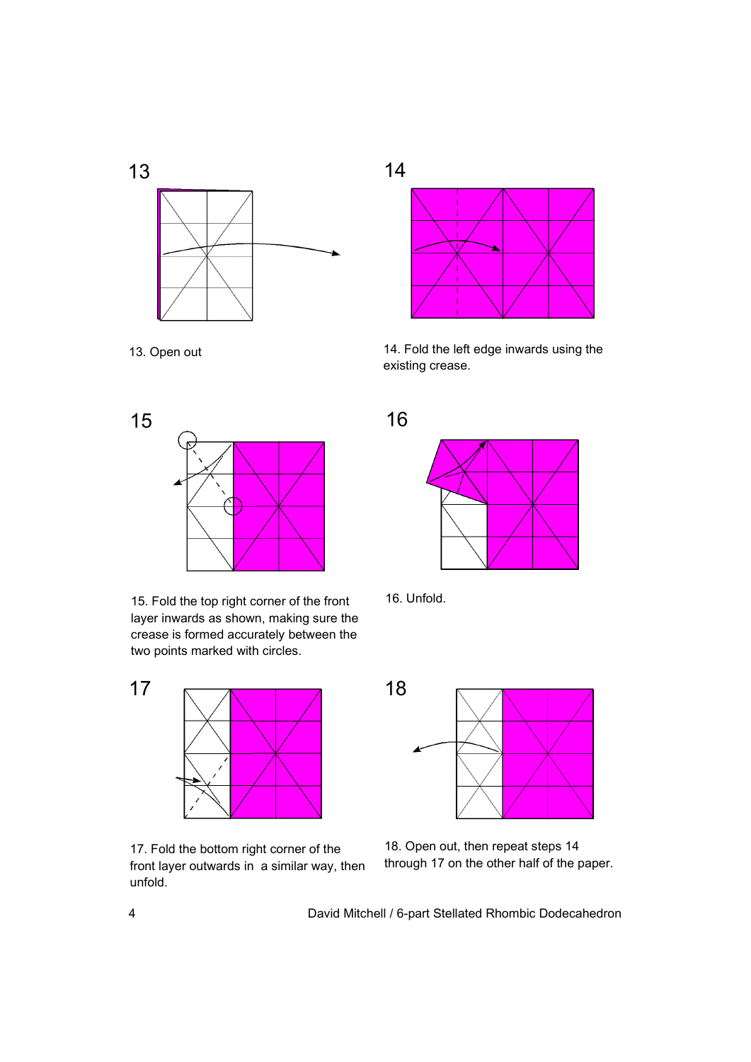13. Open out

14. Fold the left edge inwards using the existing crease.

15. Fold the top right corner of the front layer inwards as shown, making sure the crease is formed accurately between the two points marked with circles.

16. Unfold.

17. Fold the bottom right corner of the front layer outwards in a similar way, then unfold.

18. Open out, then repeat steps 14 through 17 on the other half of the paper.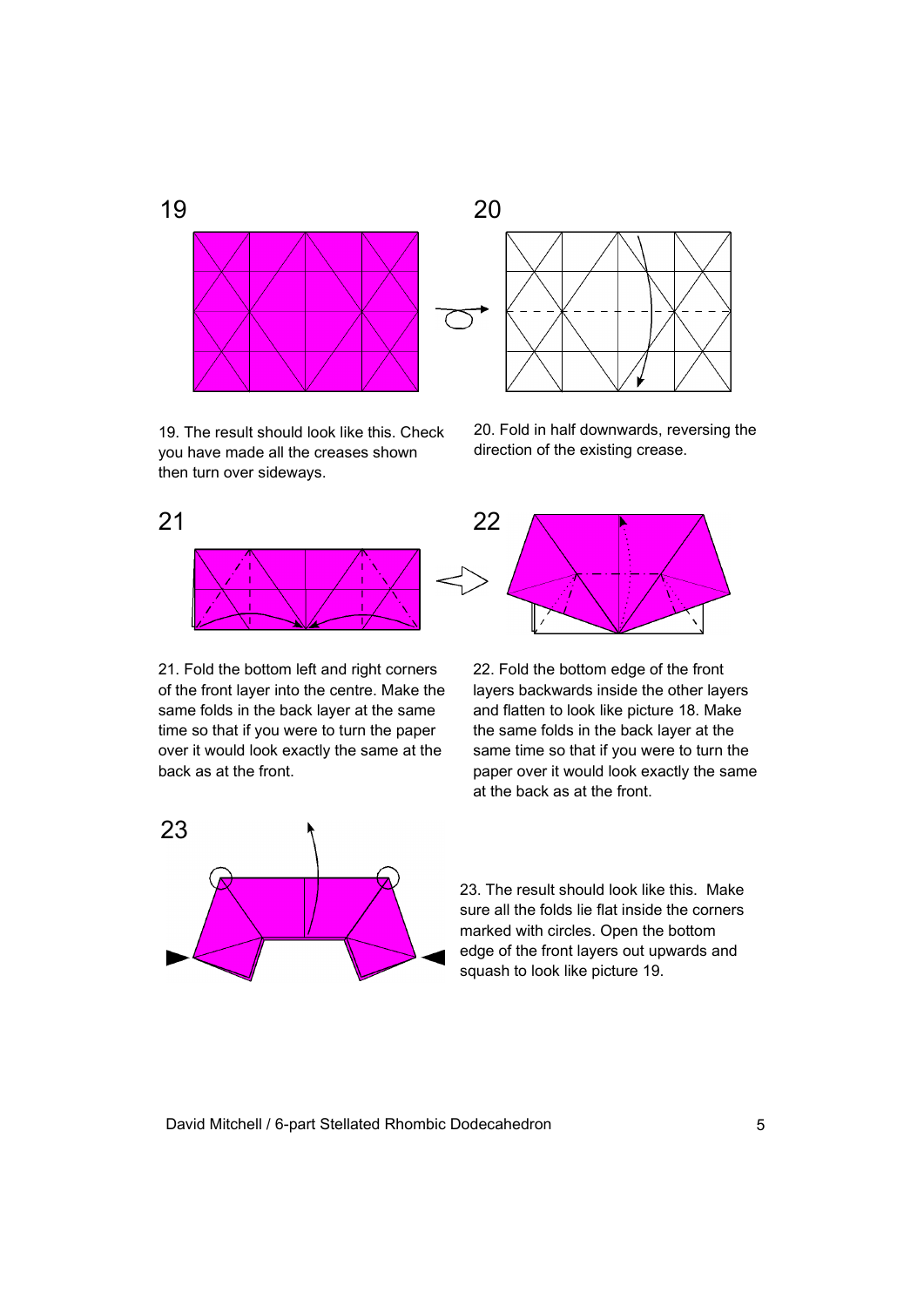19. The result should look like this. Check you have made all the creases shown then turn over sideways.

20. Fold in half downwards, reversing the direction of the existing crease.

21. Fold the bottom left and right corners of the front layer into the centre. Make the same folds in the back layer at the same time so that if you were to turn the paper over it would look exactly the same at the back as at the front.

22. Fold the bottom edge of the front layers backwards inside the other layers and flatten to look like picture 18. Make the same folds in the back layer at the same time so that if you were to turn the paper over it would look exactly the same at the back as at the front.

23. The result should look like this. Make sure all the folds lie flat inside the corners marked with circles. Open the bottom edge of the front layers out upwards and squash to look like picture 19.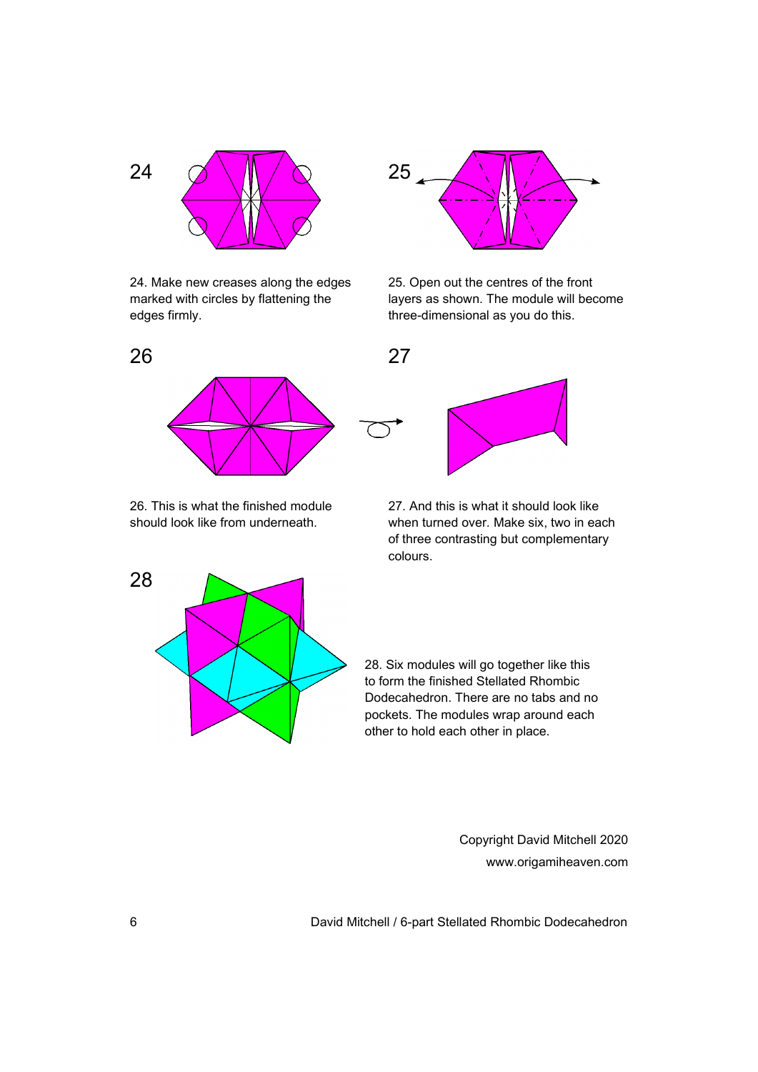24

24. Make new creases along the edges marked with circles by flattening the edges firmly.

25

25. Open out the centres of the front layers as shown. The module will become three-dimensional as you do this.

26

26. This is what the finished module should look like from underneath.

27

27. And this is what it should look like when turned over. Make six, two in each of three contrasting but complementary colours.

28

28. Six modules will go together like this to form the finished Stellated Rhombic Dodecahedron. There are no tabs and no pockets. The modules wrap around each other to hold each other in place.

Copyright David Mitchell 2020
www.origamiheaven.com